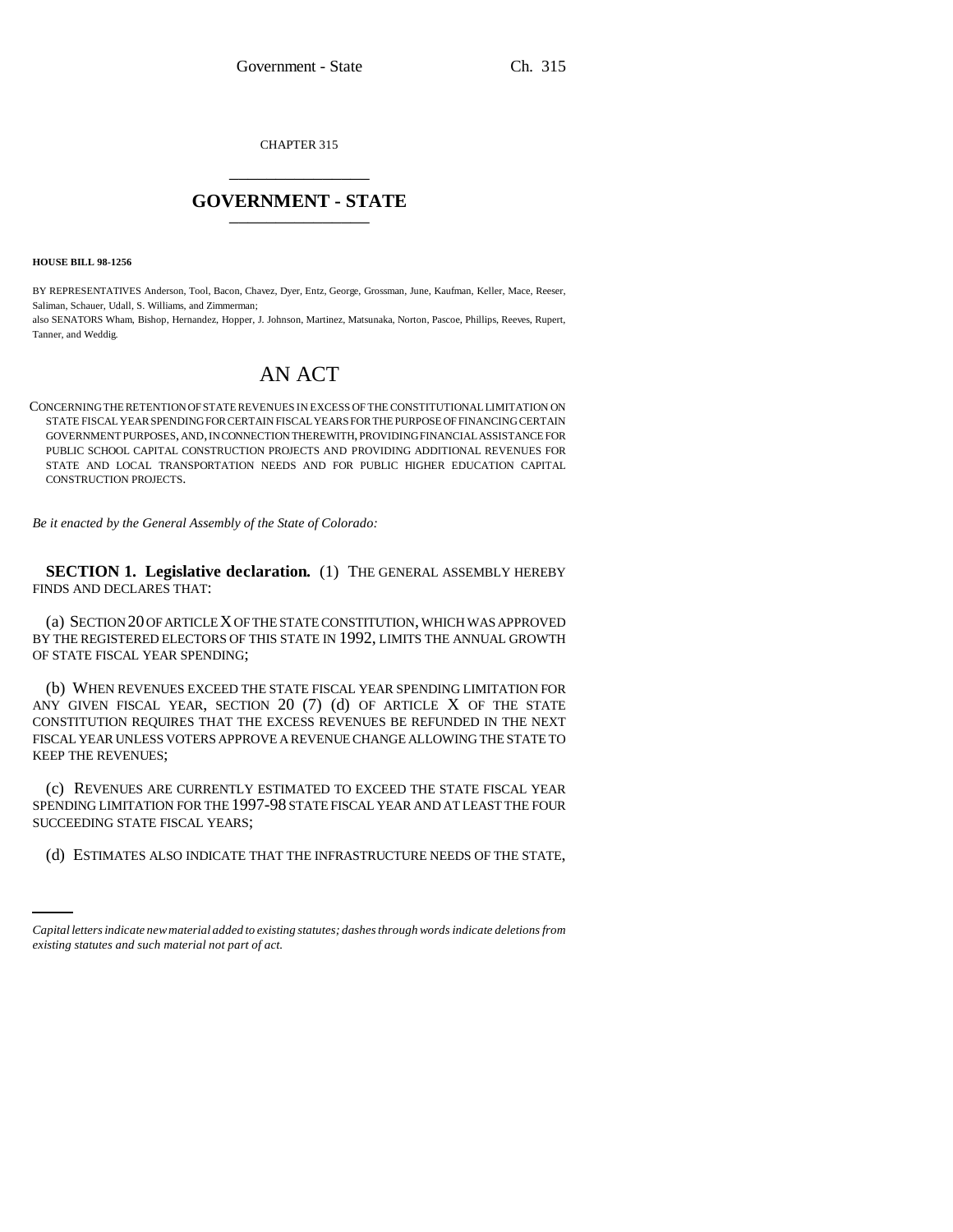CHAPTER 315

# GOVERNMENT - STATE

**HOUSE BILL 98-1256**

BY REPRESENTATIVES Anderson, Tool, Bacon, Chavez, Dyer, Entz, George, Grossman, June, Kaufman, Keller, Mace, Reeser, Saliman, Schauer, Udall, S. Williams, and Zimmerman;
also SENATORS Wham, Bishop, Hernandez, Hopper, J. Johnson, Martinez, Matsunaka, Norton, Pascoe, Phillips, Reeves, Rupert, Tanner, and Weddig.

# AN ACT

CONCERNING THE RETENTION OF STATE REVENUES IN EXCESS OF THE CONSTITUTIONAL LIMITATION ON STATE FISCAL YEAR SPENDING FOR CERTAIN FISCAL YEARS FOR THE PURPOSE OF FINANCING CERTAIN GOVERNMENT PURPOSES, AND, IN CONNECTION THEREWITH, PROVIDING FINANCIAL ASSISTANCE FOR PUBLIC SCHOOL CAPITAL CONSTRUCTION PROJECTS AND PROVIDING ADDITIONAL REVENUES FOR STATE AND LOCAL TRANSPORTATION NEEDS AND FOR PUBLIC HIGHER EDUCATION CAPITAL CONSTRUCTION PROJECTS.

*Be it enacted by the General Assembly of the State of Colorado:*

**SECTION 1. Legislative declaration.** (1) THE GENERAL ASSEMBLY HEREBY FINDS AND DECLARES THAT:

(a) SECTION 20 OF ARTICLE X OF THE STATE CONSTITUTION, WHICH WAS APPROVED BY THE REGISTERED ELECTORS OF THIS STATE IN 1992, LIMITS THE ANNUAL GROWTH OF STATE FISCAL YEAR SPENDING;

(b) WHEN REVENUES EXCEED THE STATE FISCAL YEAR SPENDING LIMITATION FOR ANY GIVEN FISCAL YEAR, SECTION 20 (7) (d) OF ARTICLE X OF THE STATE CONSTITUTION REQUIRES THAT THE EXCESS REVENUES BE REFUNDED IN THE NEXT FISCAL YEAR UNLESS VOTERS APPROVE A REVENUE CHANGE ALLOWING THE STATE TO KEEP THE REVENUES;

(c) REVENUES ARE CURRENTLY ESTIMATED TO EXCEED THE STATE FISCAL YEAR SPENDING LIMITATION FOR THE 1997-98 STATE FISCAL YEAR AND AT LEAST THE FOUR SUCCEEDING STATE FISCAL YEARS;

(d) ESTIMATES ALSO INDICATE THAT THE INFRASTRUCTURE NEEDS OF THE STATE,

*Capital letters indicate new material added to existing statutes; dashes through words indicate deletions from existing statutes and such material not part of act.*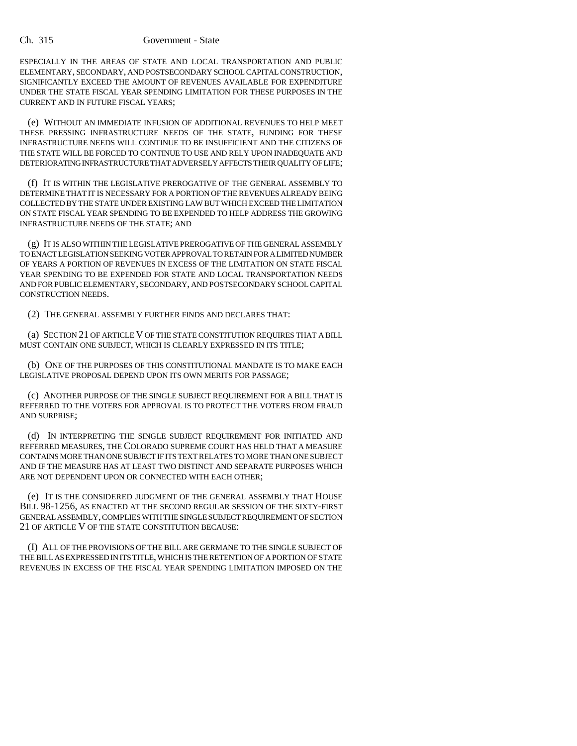ESPECIALLY IN THE AREAS OF STATE AND LOCAL TRANSPORTATION AND PUBLIC ELEMENTARY, SECONDARY, AND POSTSECONDARY SCHOOL CAPITAL CONSTRUCTION, SIGNIFICANTLY EXCEED THE AMOUNT OF REVENUES AVAILABLE FOR EXPENDITURE UNDER THE STATE FISCAL YEAR SPENDING LIMITATION FOR THESE PURPOSES IN THE CURRENT AND IN FUTURE FISCAL YEARS;

(e) WITHOUT AN IMMEDIATE INFUSION OF ADDITIONAL REVENUES TO HELP MEET THESE PRESSING INFRASTRUCTURE NEEDS OF THE STATE, FUNDING FOR THESE INFRASTRUCTURE NEEDS WILL CONTINUE TO BE INSUFFICIENT AND THE CITIZENS OF THE STATE WILL BE FORCED TO CONTINUE TO USE AND RELY UPON INADEQUATE AND DETERIORATING INFRASTRUCTURE THAT ADVERSELY AFFECTS THEIR QUALITY OF LIFE;

(f) IT IS WITHIN THE LEGISLATIVE PREROGATIVE OF THE GENERAL ASSEMBLY TO DETERMINE THAT IT IS NECESSARY FOR A PORTION OF THE REVENUES ALREADY BEING COLLECTED BY THE STATE UNDER EXISTING LAW BUT WHICH EXCEED THE LIMITATION ON STATE FISCAL YEAR SPENDING TO BE EXPENDED TO HELP ADDRESS THE GROWING INFRASTRUCTURE NEEDS OF THE STATE; AND

(g) IT IS ALSO WITHIN THE LEGISLATIVE PREROGATIVE OF THE GENERAL ASSEMBLY TO ENACT LEGISLATION SEEKING VOTER APPROVAL TO RETAIN FOR A LIMITED NUMBER OF YEARS A PORTION OF REVENUES IN EXCESS OF THE LIMITATION ON STATE FISCAL YEAR SPENDING TO BE EXPENDED FOR STATE AND LOCAL TRANSPORTATION NEEDS AND FOR PUBLIC ELEMENTARY, SECONDARY, AND POSTSECONDARY SCHOOL CAPITAL CONSTRUCTION NEEDS.

(2) THE GENERAL ASSEMBLY FURTHER FINDS AND DECLARES THAT:

(a) SECTION 21 OF ARTICLE V OF THE STATE CONSTITUTION REQUIRES THAT A BILL MUST CONTAIN ONE SUBJECT, WHICH IS CLEARLY EXPRESSED IN ITS TITLE;

(b) ONE OF THE PURPOSES OF THIS CONSTITUTIONAL MANDATE IS TO MAKE EACH LEGISLATIVE PROPOSAL DEPEND UPON ITS OWN MERITS FOR PASSAGE;

(c) ANOTHER PURPOSE OF THE SINGLE SUBJECT REQUIREMENT FOR A BILL THAT IS REFERRED TO THE VOTERS FOR APPROVAL IS TO PROTECT THE VOTERS FROM FRAUD AND SURPRISE;

(d) IN INTERPRETING THE SINGLE SUBJECT REQUIREMENT FOR INITIATED AND REFERRED MEASURES, THE COLORADO SUPREME COURT HAS HELD THAT A MEASURE CONTAINS MORE THAN ONE SUBJECT IF ITS TEXT RELATES TO MORE THAN ONE SUBJECT AND IF THE MEASURE HAS AT LEAST TWO DISTINCT AND SEPARATE PURPOSES WHICH ARE NOT DEPENDENT UPON OR CONNECTED WITH EACH OTHER;

(e) IT IS THE CONSIDERED JUDGMENT OF THE GENERAL ASSEMBLY THAT HOUSE BILL 98-1256, AS ENACTED AT THE SECOND REGULAR SESSION OF THE SIXTY-FIRST GENERAL ASSEMBLY, COMPLIES WITH THE SINGLE SUBJECT REQUIREMENT OF SECTION 21 OF ARTICLE V OF THE STATE CONSTITUTION BECAUSE:

(I) ALL OF THE PROVISIONS OF THE BILL ARE GERMANE TO THE SINGLE SUBJECT OF THE BILL AS EXPRESSED IN ITS TITLE, WHICH IS THE RETENTION OF A PORTION OF STATE REVENUES IN EXCESS OF THE FISCAL YEAR SPENDING LIMITATION IMPOSED ON THE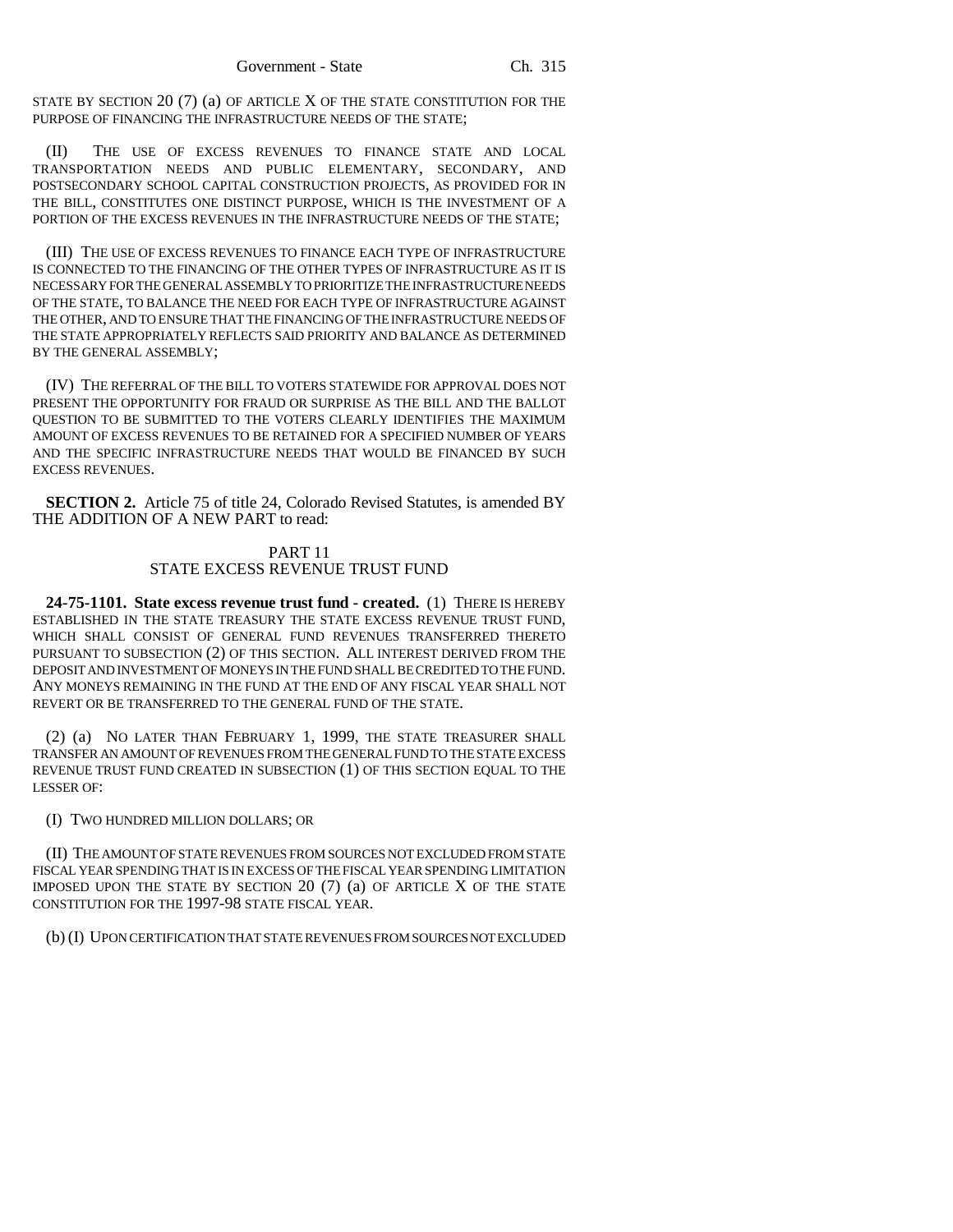STATE BY SECTION 20 (7) (a) OF ARTICLE X OF THE STATE CONSTITUTION FOR THE PURPOSE OF FINANCING THE INFRASTRUCTURE NEEDS OF THE STATE;

(II) THE USE OF EXCESS REVENUES TO FINANCE STATE AND LOCAL TRANSPORTATION NEEDS AND PUBLIC ELEMENTARY, SECONDARY, AND POSTSECONDARY SCHOOL CAPITAL CONSTRUCTION PROJECTS, AS PROVIDED FOR IN THE BILL, CONSTITUTES ONE DISTINCT PURPOSE, WHICH IS THE INVESTMENT OF A PORTION OF THE EXCESS REVENUES IN THE INFRASTRUCTURE NEEDS OF THE STATE;

(III) THE USE OF EXCESS REVENUES TO FINANCE EACH TYPE OF INFRASTRUCTURE IS CONNECTED TO THE FINANCING OF THE OTHER TYPES OF INFRASTRUCTURE AS IT IS NECESSARY FOR THE GENERAL ASSEMBLY TO PRIORITIZE THE INFRASTRUCTURE NEEDS OF THE STATE, TO BALANCE THE NEED FOR EACH TYPE OF INFRASTRUCTURE AGAINST THE OTHER, AND TO ENSURE THAT THE FINANCING OF THE INFRASTRUCTURE NEEDS OF THE STATE APPROPRIATELY REFLECTS SAID PRIORITY AND BALANCE AS DETERMINED BY THE GENERAL ASSEMBLY;

(IV) THE REFERRAL OF THE BILL TO VOTERS STATEWIDE FOR APPROVAL DOES NOT PRESENT THE OPPORTUNITY FOR FRAUD OR SURPRISE AS THE BILL AND THE BALLOT QUESTION TO BE SUBMITTED TO THE VOTERS CLEARLY IDENTIFIES THE MAXIMUM AMOUNT OF EXCESS REVENUES TO BE RETAINED FOR A SPECIFIED NUMBER OF YEARS AND THE SPECIFIC INFRASTRUCTURE NEEDS THAT WOULD BE FINANCED BY SUCH EXCESS REVENUES.

**SECTION 2.** Article 75 of title 24, Colorado Revised Statutes, is amended BY THE ADDITION OF A NEW PART to read:

PART 11
STATE EXCESS REVENUE TRUST FUND

**24-75-1101. State excess revenue trust fund - created.** (1) THERE IS HEREBY ESTABLISHED IN THE STATE TREASURY THE STATE EXCESS REVENUE TRUST FUND, WHICH SHALL CONSIST OF GENERAL FUND REVENUES TRANSFERRED THERETO PURSUANT TO SUBSECTION (2) OF THIS SECTION. ALL INTEREST DERIVED FROM THE DEPOSIT AND INVESTMENT OF MONEYS IN THE FUND SHALL BE CREDITED TO THE FUND. ANY MONEYS REMAINING IN THE FUND AT THE END OF ANY FISCAL YEAR SHALL NOT REVERT OR BE TRANSFERRED TO THE GENERAL FUND OF THE STATE.

(2) (a) NO LATER THAN FEBRUARY 1, 1999, THE STATE TREASURER SHALL TRANSFER AN AMOUNT OF REVENUES FROM THE GENERAL FUND TO THE STATE EXCESS REVENUE TRUST FUND CREATED IN SUBSECTION (1) OF THIS SECTION EQUAL TO THE LESSER OF:

(I) TWO HUNDRED MILLION DOLLARS; OR

(II) THE AMOUNT OF STATE REVENUES FROM SOURCES NOT EXCLUDED FROM STATE FISCAL YEAR SPENDING THAT IS IN EXCESS OF THE FISCAL YEAR SPENDING LIMITATION IMPOSED UPON THE STATE BY SECTION 20 (7) (a) OF ARTICLE X OF THE STATE CONSTITUTION FOR THE 1997-98 STATE FISCAL YEAR.

(b) (I) UPON CERTIFICATION THAT STATE REVENUES FROM SOURCES NOT EXCLUDED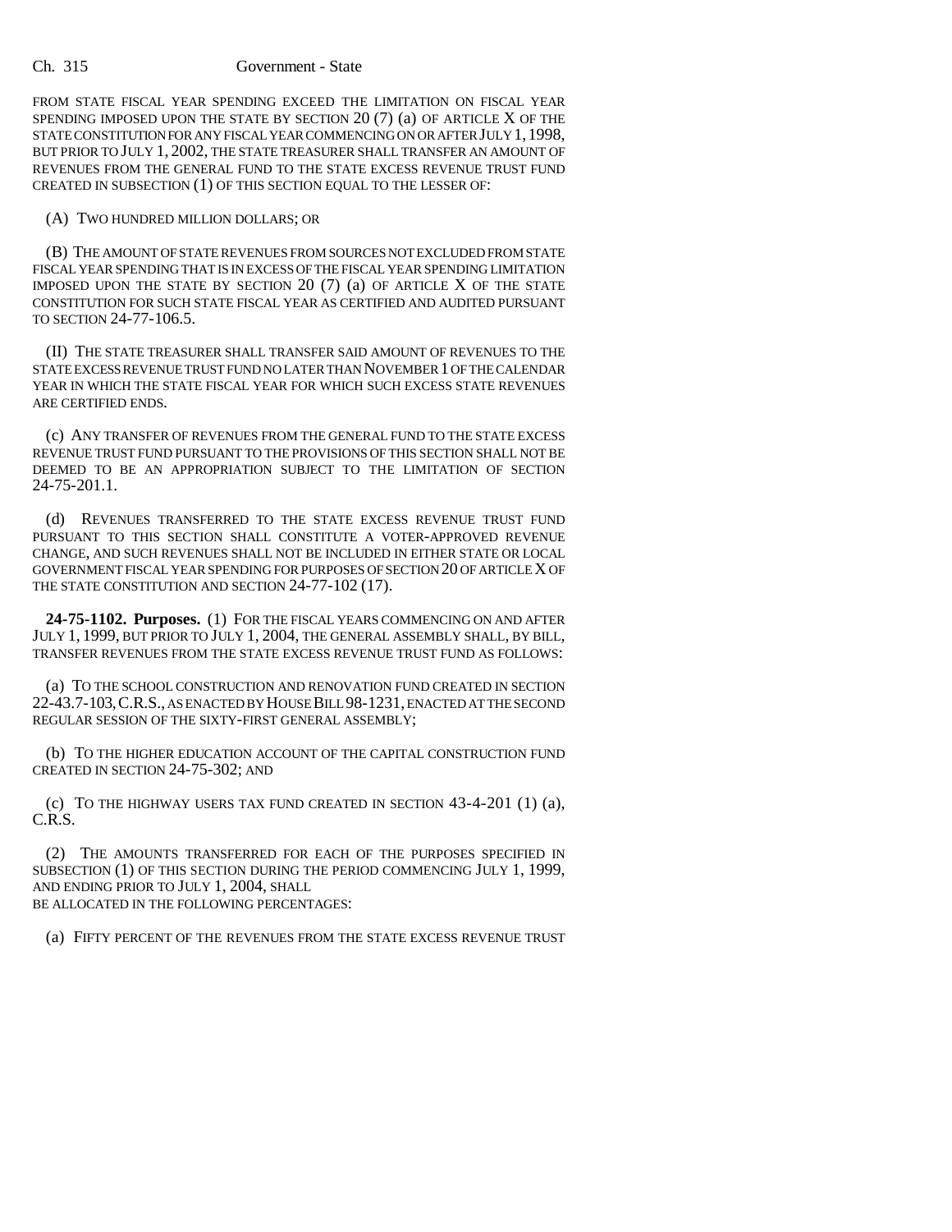FROM STATE FISCAL YEAR SPENDING EXCEED THE LIMITATION ON FISCAL YEAR SPENDING IMPOSED UPON THE STATE BY SECTION 20 (7) (a) OF ARTICLE X OF THE STATE CONSTITUTION FOR ANY FISCAL YEAR COMMENCING ON OR AFTER JULY 1, 1998, BUT PRIOR TO JULY 1, 2002, THE STATE TREASURER SHALL TRANSFER AN AMOUNT OF REVENUES FROM THE GENERAL FUND TO THE STATE EXCESS REVENUE TRUST FUND CREATED IN SUBSECTION (1) OF THIS SECTION EQUAL TO THE LESSER OF:

(A) TWO HUNDRED MILLION DOLLARS; OR

(B) THE AMOUNT OF STATE REVENUES FROM SOURCES NOT EXCLUDED FROM STATE FISCAL YEAR SPENDING THAT IS IN EXCESS OF THE FISCAL YEAR SPENDING LIMITATION IMPOSED UPON THE STATE BY SECTION 20 (7) (a) OF ARTICLE X OF THE STATE CONSTITUTION FOR SUCH STATE FISCAL YEAR AS CERTIFIED AND AUDITED PURSUANT TO SECTION 24-77-106.5.

(II) THE STATE TREASURER SHALL TRANSFER SAID AMOUNT OF REVENUES TO THE STATE EXCESS REVENUE TRUST FUND NO LATER THAN NOVEMBER 1 OF THE CALENDAR YEAR IN WHICH THE STATE FISCAL YEAR FOR WHICH SUCH EXCESS STATE REVENUES ARE CERTIFIED ENDS.

(c) ANY TRANSFER OF REVENUES FROM THE GENERAL FUND TO THE STATE EXCESS REVENUE TRUST FUND PURSUANT TO THE PROVISIONS OF THIS SECTION SHALL NOT BE DEEMED TO BE AN APPROPRIATION SUBJECT TO THE LIMITATION OF SECTION 24-75-201.1.

(d) REVENUES TRANSFERRED TO THE STATE EXCESS REVENUE TRUST FUND PURSUANT TO THIS SECTION SHALL CONSTITUTE A VOTER-APPROVED REVENUE CHANGE, AND SUCH REVENUES SHALL NOT BE INCLUDED IN EITHER STATE OR LOCAL GOVERNMENT FISCAL YEAR SPENDING FOR PURPOSES OF SECTION 20 OF ARTICLE X OF THE STATE CONSTITUTION AND SECTION 24-77-102 (17).

**24-75-1102. Purposes.** (1) FOR THE FISCAL YEARS COMMENCING ON AND AFTER JULY 1, 1999, BUT PRIOR TO JULY 1, 2004, THE GENERAL ASSEMBLY SHALL, BY BILL, TRANSFER REVENUES FROM THE STATE EXCESS REVENUE TRUST FUND AS FOLLOWS:

(a) TO THE SCHOOL CONSTRUCTION AND RENOVATION FUND CREATED IN SECTION 22-43.7-103, C.R.S., AS ENACTED BY HOUSE BILL 98-1231, ENACTED AT THE SECOND REGULAR SESSION OF THE SIXTY-FIRST GENERAL ASSEMBLY;

(b) TO THE HIGHER EDUCATION ACCOUNT OF THE CAPITAL CONSTRUCTION FUND CREATED IN SECTION 24-75-302; AND

(c) TO THE HIGHWAY USERS TAX FUND CREATED IN SECTION 43-4-201 (1) (a), C.R.S.

(2) THE AMOUNTS TRANSFERRED FOR EACH OF THE PURPOSES SPECIFIED IN SUBSECTION (1) OF THIS SECTION DURING THE PERIOD COMMENCING JULY 1, 1999, AND ENDING PRIOR TO JULY 1, 2004, SHALL BE ALLOCATED IN THE FOLLOWING PERCENTAGES:

(a) FIFTY PERCENT OF THE REVENUES FROM THE STATE EXCESS REVENUE TRUST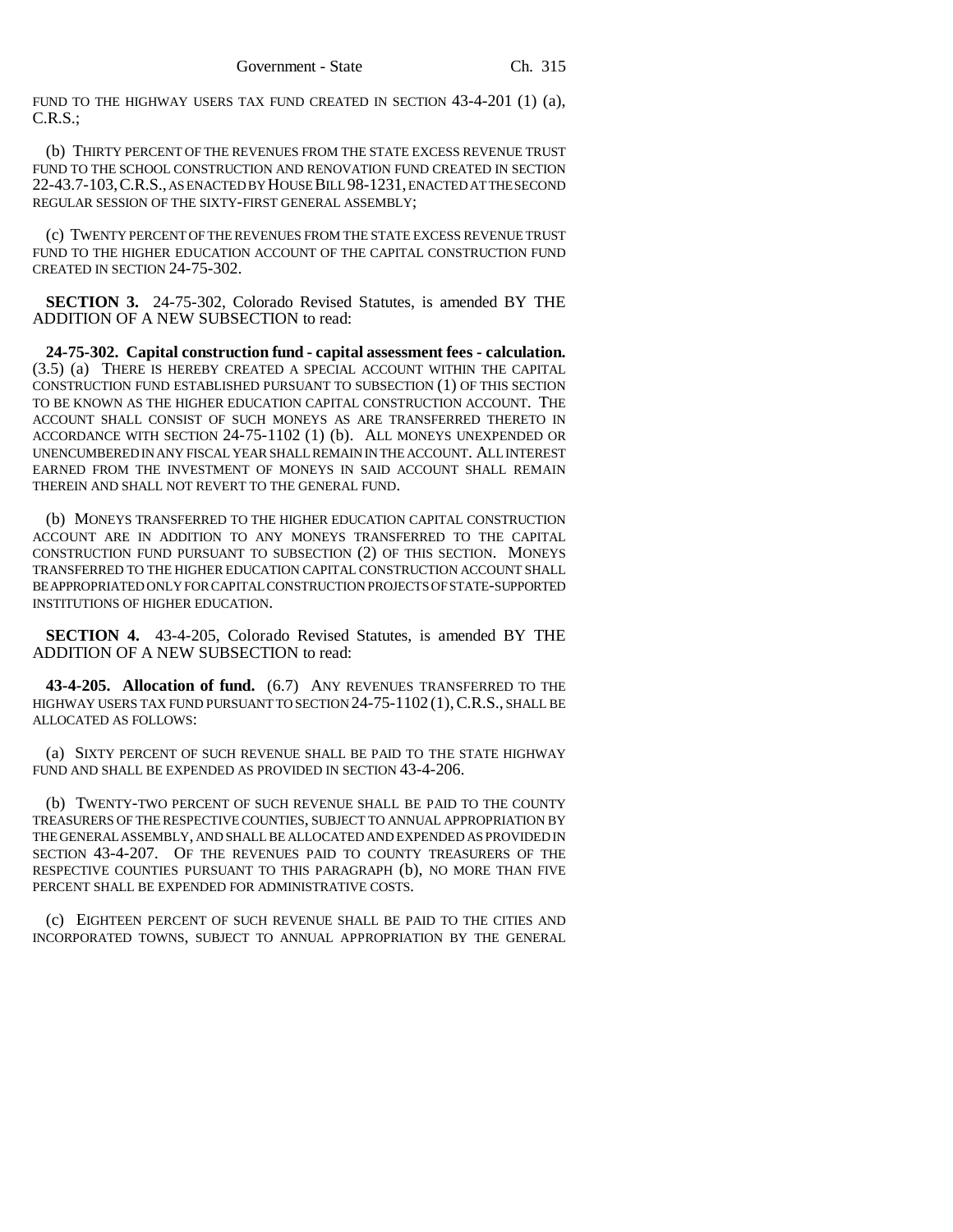FUND TO THE HIGHWAY USERS TAX FUND CREATED IN SECTION 43-4-201 (1) (a), C.R.S.;

(b) THIRTY PERCENT OF THE REVENUES FROM THE STATE EXCESS REVENUE TRUST FUND TO THE SCHOOL CONSTRUCTION AND RENOVATION FUND CREATED IN SECTION 22-43.7-103, C.R.S., AS ENACTED BY HOUSE BILL 98-1231, ENACTED AT THE SECOND REGULAR SESSION OF THE SIXTY-FIRST GENERAL ASSEMBLY;

(c) TWENTY PERCENT OF THE REVENUES FROM THE STATE EXCESS REVENUE TRUST FUND TO THE HIGHER EDUCATION ACCOUNT OF THE CAPITAL CONSTRUCTION FUND CREATED IN SECTION 24-75-302.

**SECTION 3.** 24-75-302, Colorado Revised Statutes, is amended BY THE ADDITION OF A NEW SUBSECTION to read:

**24-75-302. Capital construction fund - capital assessment fees - calculation.** (3.5) (a) THERE IS HEREBY CREATED A SPECIAL ACCOUNT WITHIN THE CAPITAL CONSTRUCTION FUND ESTABLISHED PURSUANT TO SUBSECTION (1) OF THIS SECTION TO BE KNOWN AS THE HIGHER EDUCATION CAPITAL CONSTRUCTION ACCOUNT. THE ACCOUNT SHALL CONSIST OF SUCH MONEYS AS ARE TRANSFERRED THERETO IN ACCORDANCE WITH SECTION 24-75-1102 (1) (b). ALL MONEYS UNEXPENDED OR UNENCUMBERED IN ANY FISCAL YEAR SHALL REMAIN IN THE ACCOUNT. ALL INTEREST EARNED FROM THE INVESTMENT OF MONEYS IN SAID ACCOUNT SHALL REMAIN THEREIN AND SHALL NOT REVERT TO THE GENERAL FUND.

(b) MONEYS TRANSFERRED TO THE HIGHER EDUCATION CAPITAL CONSTRUCTION ACCOUNT ARE IN ADDITION TO ANY MONEYS TRANSFERRED TO THE CAPITAL CONSTRUCTION FUND PURSUANT TO SUBSECTION (2) OF THIS SECTION. MONEYS TRANSFERRED TO THE HIGHER EDUCATION CAPITAL CONSTRUCTION ACCOUNT SHALL BE APPROPRIATED ONLY FOR CAPITAL CONSTRUCTION PROJECTS OF STATE-SUPPORTED INSTITUTIONS OF HIGHER EDUCATION.

**SECTION 4.** 43-4-205, Colorado Revised Statutes, is amended BY THE ADDITION OF A NEW SUBSECTION to read:

**43-4-205. Allocation of fund.** (6.7) ANY REVENUES TRANSFERRED TO THE HIGHWAY USERS TAX FUND PURSUANT TO SECTION 24-75-1102 (1), C.R.S., SHALL BE ALLOCATED AS FOLLOWS:

(a) SIXTY PERCENT OF SUCH REVENUE SHALL BE PAID TO THE STATE HIGHWAY FUND AND SHALL BE EXPENDED AS PROVIDED IN SECTION 43-4-206.

(b) TWENTY-TWO PERCENT OF SUCH REVENUE SHALL BE PAID TO THE COUNTY TREASURERS OF THE RESPECTIVE COUNTIES, SUBJECT TO ANNUAL APPROPRIATION BY THE GENERAL ASSEMBLY, AND SHALL BE ALLOCATED AND EXPENDED AS PROVIDED IN SECTION 43-4-207. OF THE REVENUES PAID TO COUNTY TREASURERS OF THE RESPECTIVE COUNTIES PURSUANT TO THIS PARAGRAPH (b), NO MORE THAN FIVE PERCENT SHALL BE EXPENDED FOR ADMINISTRATIVE COSTS.

(c) EIGHTEEN PERCENT OF SUCH REVENUE SHALL BE PAID TO THE CITIES AND INCORPORATED TOWNS, SUBJECT TO ANNUAL APPROPRIATION BY THE GENERAL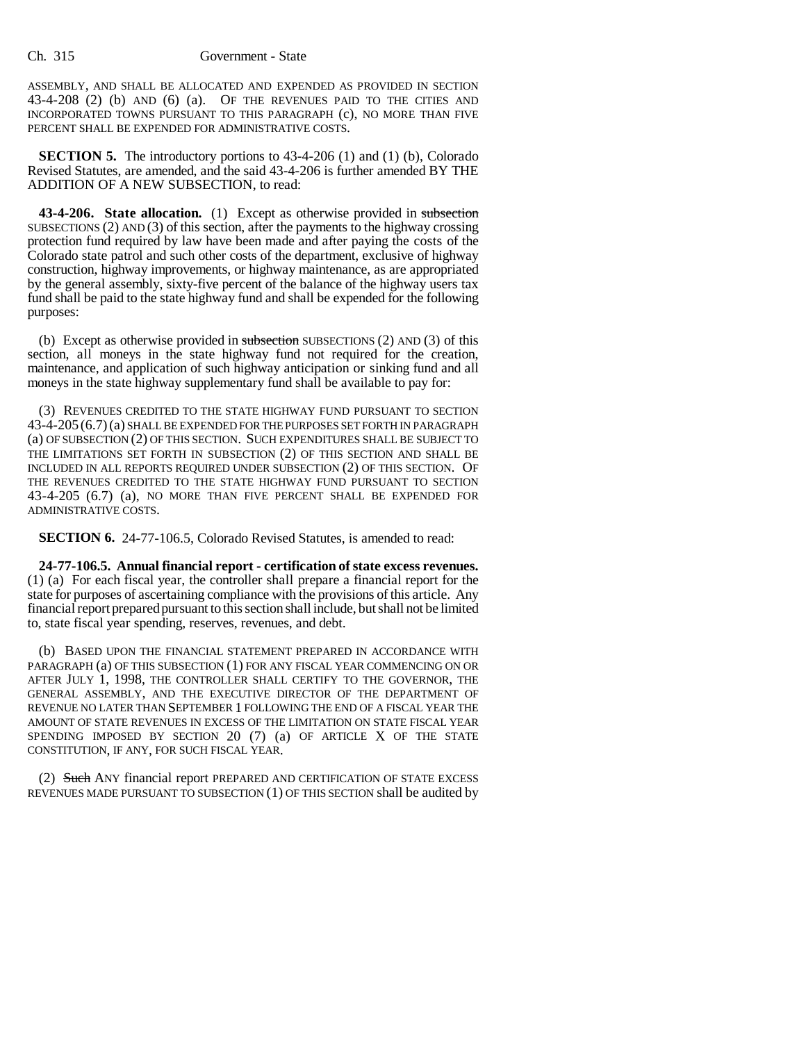ASSEMBLY, AND SHALL BE ALLOCATED AND EXPENDED AS PROVIDED IN SECTION 43-4-208 (2) (b) AND (6) (a). OF THE REVENUES PAID TO THE CITIES AND INCORPORATED TOWNS PURSUANT TO THIS PARAGRAPH (c), NO MORE THAN FIVE PERCENT SHALL BE EXPENDED FOR ADMINISTRATIVE COSTS.

**SECTION 5.** The introductory portions to 43-4-206 (1) and (1) (b), Colorado Revised Statutes, are amended, and the said 43-4-206 is further amended BY THE ADDITION OF A NEW SUBSECTION, to read:

**43-4-206. State allocation.** (1) Except as otherwise provided in ~~subsection~~ SUBSECTIONS (2) AND (3) of this section, after the payments to the highway crossing protection fund required by law have been made and after paying the costs of the Colorado state patrol and such other costs of the department, exclusive of highway construction, highway improvements, or highway maintenance, as are appropriated by the general assembly, sixty-five percent of the balance of the highway users tax fund shall be paid to the state highway fund and shall be expended for the following purposes:

(b) Except as otherwise provided in ~~subsection~~ SUBSECTIONS (2) AND (3) of this section, all moneys in the state highway fund not required for the creation, maintenance, and application of such highway anticipation or sinking fund and all moneys in the state highway supplementary fund shall be available to pay for:

(3) REVENUES CREDITED TO THE STATE HIGHWAY FUND PURSUANT TO SECTION 43-4-205 (6.7) (a) SHALL BE EXPENDED FOR THE PURPOSES SET FORTH IN PARAGRAPH (a) OF SUBSECTION (2) OF THIS SECTION. SUCH EXPENDITURES SHALL BE SUBJECT TO THE LIMITATIONS SET FORTH IN SUBSECTION (2) OF THIS SECTION AND SHALL BE INCLUDED IN ALL REPORTS REQUIRED UNDER SUBSECTION (2) OF THIS SECTION. OF THE REVENUES CREDITED TO THE STATE HIGHWAY FUND PURSUANT TO SECTION 43-4-205 (6.7) (a), NO MORE THAN FIVE PERCENT SHALL BE EXPENDED FOR ADMINISTRATIVE COSTS.

**SECTION 6.** 24-77-106.5, Colorado Revised Statutes, is amended to read:

**24-77-106.5. Annual financial report - certification of state excess revenues.** (1) (a) For each fiscal year, the controller shall prepare a financial report for the state for purposes of ascertaining compliance with the provisions of this article. Any financial report prepared pursuant to this section shall include, but shall not be limited to, state fiscal year spending, reserves, revenues, and debt.

(b) BASED UPON THE FINANCIAL STATEMENT PREPARED IN ACCORDANCE WITH PARAGRAPH (a) OF THIS SUBSECTION (1) FOR ANY FISCAL YEAR COMMENCING ON OR AFTER JULY 1, 1998, THE CONTROLLER SHALL CERTIFY TO THE GOVERNOR, THE GENERAL ASSEMBLY, AND THE EXECUTIVE DIRECTOR OF THE DEPARTMENT OF REVENUE NO LATER THAN SEPTEMBER 1 FOLLOWING THE END OF A FISCAL YEAR THE AMOUNT OF STATE REVENUES IN EXCESS OF THE LIMITATION ON STATE FISCAL YEAR SPENDING IMPOSED BY SECTION 20 (7) (a) OF ARTICLE X OF THE STATE CONSTITUTION, IF ANY, FOR SUCH FISCAL YEAR.

(2) ~~Such~~ ANY financial report PREPARED AND CERTIFICATION OF STATE EXCESS REVENUES MADE PURSUANT TO SUBSECTION (1) OF THIS SECTION shall be audited by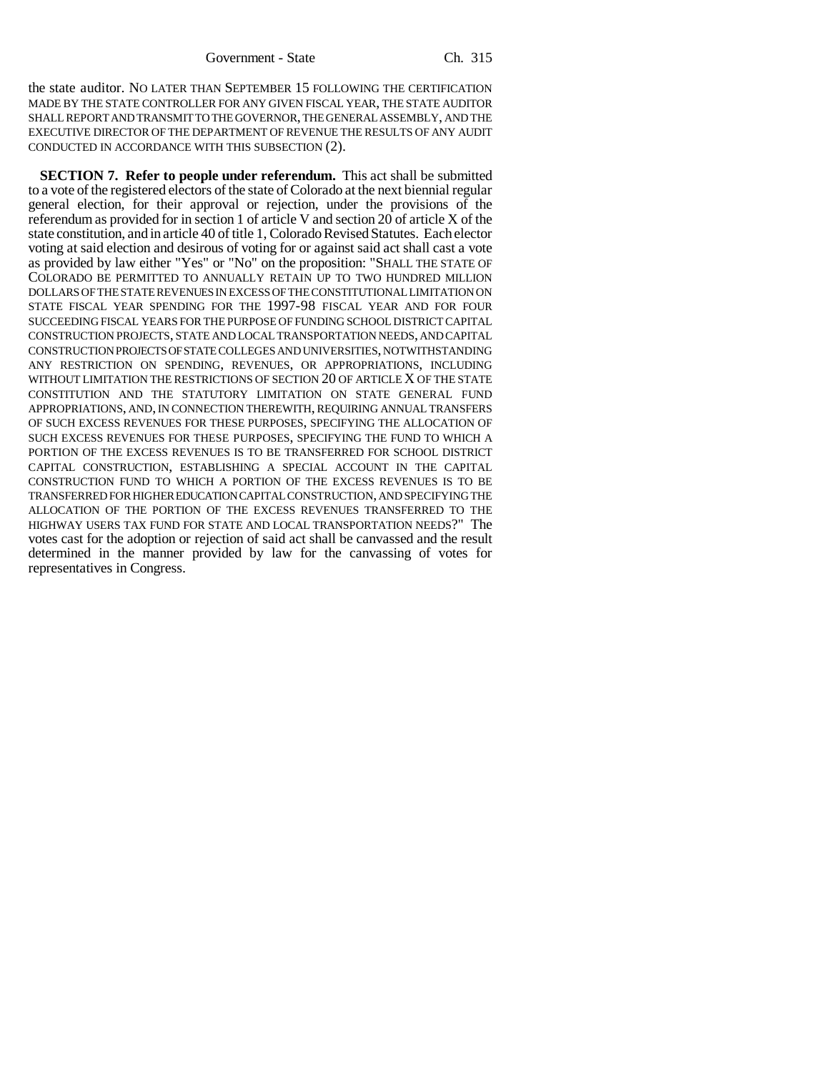the state auditor. NO LATER THAN SEPTEMBER 15 FOLLOWING THE CERTIFICATION MADE BY THE STATE CONTROLLER FOR ANY GIVEN FISCAL YEAR, THE STATE AUDITOR SHALL REPORT AND TRANSMIT TO THE GOVERNOR, THE GENERAL ASSEMBLY, AND THE EXECUTIVE DIRECTOR OF THE DEPARTMENT OF REVENUE THE RESULTS OF ANY AUDIT CONDUCTED IN ACCORDANCE WITH THIS SUBSECTION (2).

**SECTION 7. Refer to people under referendum.** This act shall be submitted to a vote of the registered electors of the state of Colorado at the next biennial regular general election, for their approval or rejection, under the provisions of the referendum as provided for in section 1 of article V and section 20 of article X of the state constitution, and in article 40 of title 1, Colorado Revised Statutes. Each elector voting at said election and desirous of voting for or against said act shall cast a vote as provided by law either "Yes" or "No" on the proposition: "SHALL THE STATE OF COLORADO BE PERMITTED TO ANNUALLY RETAIN UP TO TWO HUNDRED MILLION DOLLARS OF THE STATE REVENUES IN EXCESS OF THE CONSTITUTIONAL LIMITATION ON STATE FISCAL YEAR SPENDING FOR THE 1997-98 FISCAL YEAR AND FOR FOUR SUCCEEDING FISCAL YEARS FOR THE PURPOSE OF FUNDING SCHOOL DISTRICT CAPITAL CONSTRUCTION PROJECTS, STATE AND LOCAL TRANSPORTATION NEEDS, AND CAPITAL CONSTRUCTION PROJECTS OF STATE COLLEGES AND UNIVERSITIES, NOTWITHSTANDING ANY RESTRICTION ON SPENDING, REVENUES, OR APPROPRIATIONS, INCLUDING WITHOUT LIMITATION THE RESTRICTIONS OF SECTION 20 OF ARTICLE X OF THE STATE CONSTITUTION AND THE STATUTORY LIMITATION ON STATE GENERAL FUND APPROPRIATIONS, AND, IN CONNECTION THEREWITH, REQUIRING ANNUAL TRANSFERS OF SUCH EXCESS REVENUES FOR THESE PURPOSES, SPECIFYING THE ALLOCATION OF SUCH EXCESS REVENUES FOR THESE PURPOSES, SPECIFYING THE FUND TO WHICH A PORTION OF THE EXCESS REVENUES IS TO BE TRANSFERRED FOR SCHOOL DISTRICT CAPITAL CONSTRUCTION, ESTABLISHING A SPECIAL ACCOUNT IN THE CAPITAL CONSTRUCTION FUND TO WHICH A PORTION OF THE EXCESS REVENUES IS TO BE TRANSFERRED FOR HIGHER EDUCATION CAPITAL CONSTRUCTION, AND SPECIFYING THE ALLOCATION OF THE PORTION OF THE EXCESS REVENUES TRANSFERRED TO THE HIGHWAY USERS TAX FUND FOR STATE AND LOCAL TRANSPORTATION NEEDS?" The votes cast for the adoption or rejection of said act shall be canvassed and the result determined in the manner provided by law for the canvassing of votes for representatives in Congress.